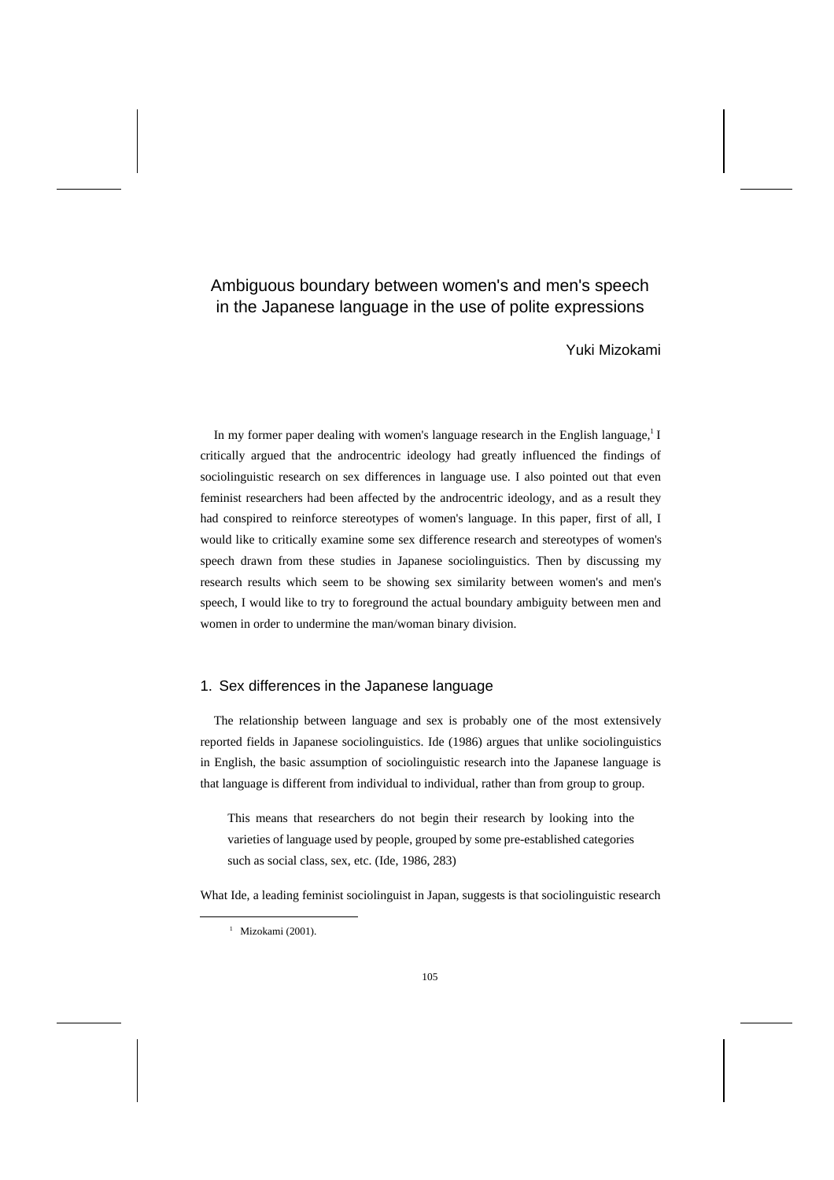# Ambiguous boundary between women's and men's speech in the Japanese language in the use of polite expressions

Yuki Mizokami

In my former paper dealing with women's language research in the English language,[1] I critically argued that the androcentric ideology had greatly influenced the findings of sociolinguistic research on sex differences in language use. I also pointed out that even feminist researchers had been affected by the androcentric ideology, and as a result they had conspired to reinforce stereotypes of women's language. In this paper, first of all, I would like to critically examine some sex difference research and stereotypes of women's speech drawn from these studies in Japanese sociolinguistics. Then by discussing my research results which seem to be showing sex similarity between women's and men's speech, I would like to try to foreground the actual boundary ambiguity between men and women in order to undermine the man/woman binary division.

## 1. Sex differences in the Japanese language

The relationship between language and sex is probably one of the most extensively reported fields in Japanese sociolinguistics. Ide (1986) argues that unlike sociolinguistics in English, the basic assumption of sociolinguistic research into the Japanese language is that language is different from individual to individual, rather than from group to group.

> This means that researchers do not begin their research by looking into the varieties of language used by people, grouped by some pre-established categories such as social class, sex, etc. (Ide, 1986, 283)

What Ide, a leading feminist sociolinguist in Japan, suggests is that sociolinguistic research

[1] Mizokami (2001).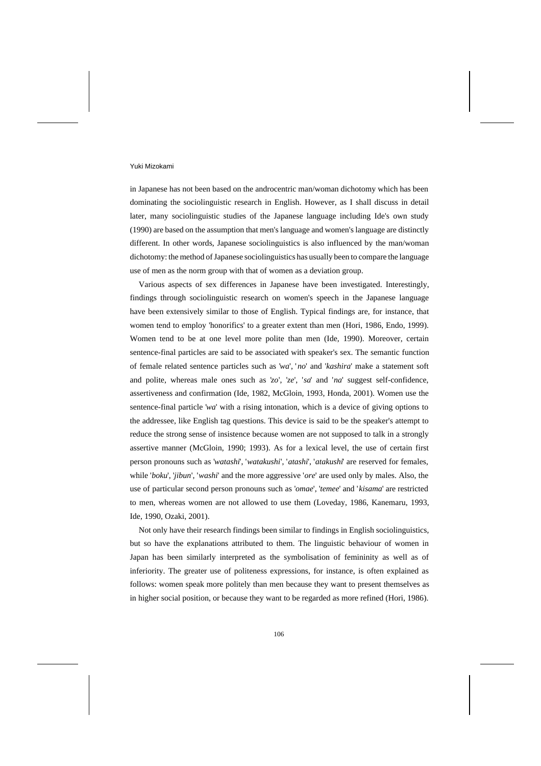in Japanese has not been based on the androcentric man/woman dichotomy which has been dominating the sociolinguistic research in English. However, as I shall discuss in detail later, many sociolinguistic studies of the Japanese language including Ide's own study (1990) are based on the assumption that men's language and women's language are distinctly different. In other words, Japanese sociolinguistics is also influenced by the man/woman dichotomy: the method of Japanese sociolinguistics has usually been to compare the language use of men as the norm group with that of women as a deviation group.

Various aspects of sex differences in Japanese have been investigated. Interestingly, findings through sociolinguistic research on women's speech in the Japanese language have been extensively similar to those of English. Typical findings are, for instance, that women tend to employ 'honorifics' to a greater extent than men (Hori, 1986, Endo, 1999). Women tend to be at one level more polite than men (Ide, 1990). Moreover, certain sentence-final particles are said to be associated with speaker's sex. The semantic function of female related sentence particles such as '*wa*', '*no*' and '*kashira*' make a statement soft and polite, whereas male ones such as '*zo*', '*ze*', '*sa*' and '*na*' suggest self-confidence, assertiveness and confirmation (Ide, 1982, McGloin, 1993, Honda, 2001). Women use the sentence-final particle '*wa*' with a rising intonation, which is a device of giving options to the addressee, like English tag questions. This device is said to be the speaker's attempt to reduce the strong sense of insistence because women are not supposed to talk in a strongly assertive manner (McGloin, 1990; 1993). As for a lexical level, the use of certain first person pronouns such as '*watashi*', '*watakushi*', '*atashi*', '*atakushi*' are reserved for females, while '*boku*', '*jibun*', '*washi*' and the more aggressive '*ore*' are used only by males. Also, the use of particular second person pronouns such as '*omae*', '*temee*' and '*kisama*' are restricted to men, whereas women are not allowed to use them (Loveday, 1986, Kanemaru, 1993, Ide, 1990, Ozaki, 2001).

Not only have their research findings been similar to findings in English sociolinguistics, but so have the explanations attributed to them. The linguistic behaviour of women in Japan has been similarly interpreted as the symbolisation of femininity as well as of inferiority. The greater use of politeness expressions, for instance, is often explained as follows: women speak more politely than men because they want to present themselves as in higher social position, or because they want to be regarded as more refined (Hori, 1986).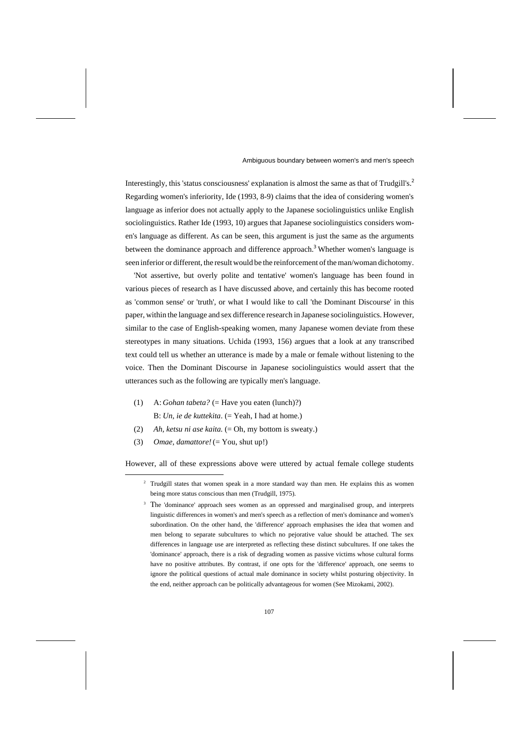Interestingly, this 'status consciousness' explanation is almost the same as that of Trudgill's.[2] Regarding women's inferiority, Ide (1993, 8-9) claims that the idea of considering women's language as inferior does not actually apply to the Japanese sociolinguistics unlike English sociolinguistics. Rather Ide (1993, 10) argues that Japanese sociolinguistics considers women's language as different. As can be seen, this argument is just the same as the arguments between the dominance approach and difference approach.[3] Whether women's language is seen inferior or different, the result would be the reinforcement of the man/woman dichotomy.

'Not assertive, but overly polite and tentative' women's language has been found in various pieces of research as I have discussed above, and certainly this has become rooted as 'common sense' or 'truth', or what I would like to call 'the Dominant Discourse' in this paper, within the language and sex difference research in Japanese sociolinguistics. However, similar to the case of English-speaking women, many Japanese women deviate from these stereotypes in many situations. Uchida (1993, 156) argues that a look at any transcribed text could tell us whether an utterance is made by a male or female without listening to the voice. Then the Dominant Discourse in Japanese sociolinguistics would assert that the utterances such as the following are typically men's language.

(1) A: *Gohan tabeta?* (= Have you eaten (lunch)?)
  B: *Un, ie de kuttekita*. (= Yeah, I had at home.)

(2) *Ah, ketsu ni ase kaita.* (= Oh, my bottom is sweaty.)

(3) *Omae, damattore!* (= You, shut up!)

However, all of these expressions above were uttered by actual female college students

---

[2] Trudgill states that women speak in a more standard way than men. He explains this as women being more status conscious than men (Trudgill, 1975).

[3] The 'dominance' approach sees women as an oppressed and marginalised group, and interprets linguistic differences in women's and men's speech as a reflection of men's dominance and women's subordination. On the other hand, the 'difference' approach emphasises the idea that women and men belong to separate subcultures to which no pejorative value should be attached. The sex differences in language use are interpreted as reflecting these distinct subcultures. If one takes the 'dominance' approach, there is a risk of degrading women as passive victims whose cultural forms have no positive attributes. By contrast, if one opts for the 'difference' approach, one seems to ignore the political questions of actual male dominance in society whilst posturing objectivity. In the end, neither approach can be politically advantageous for women (See Mizokami, 2002).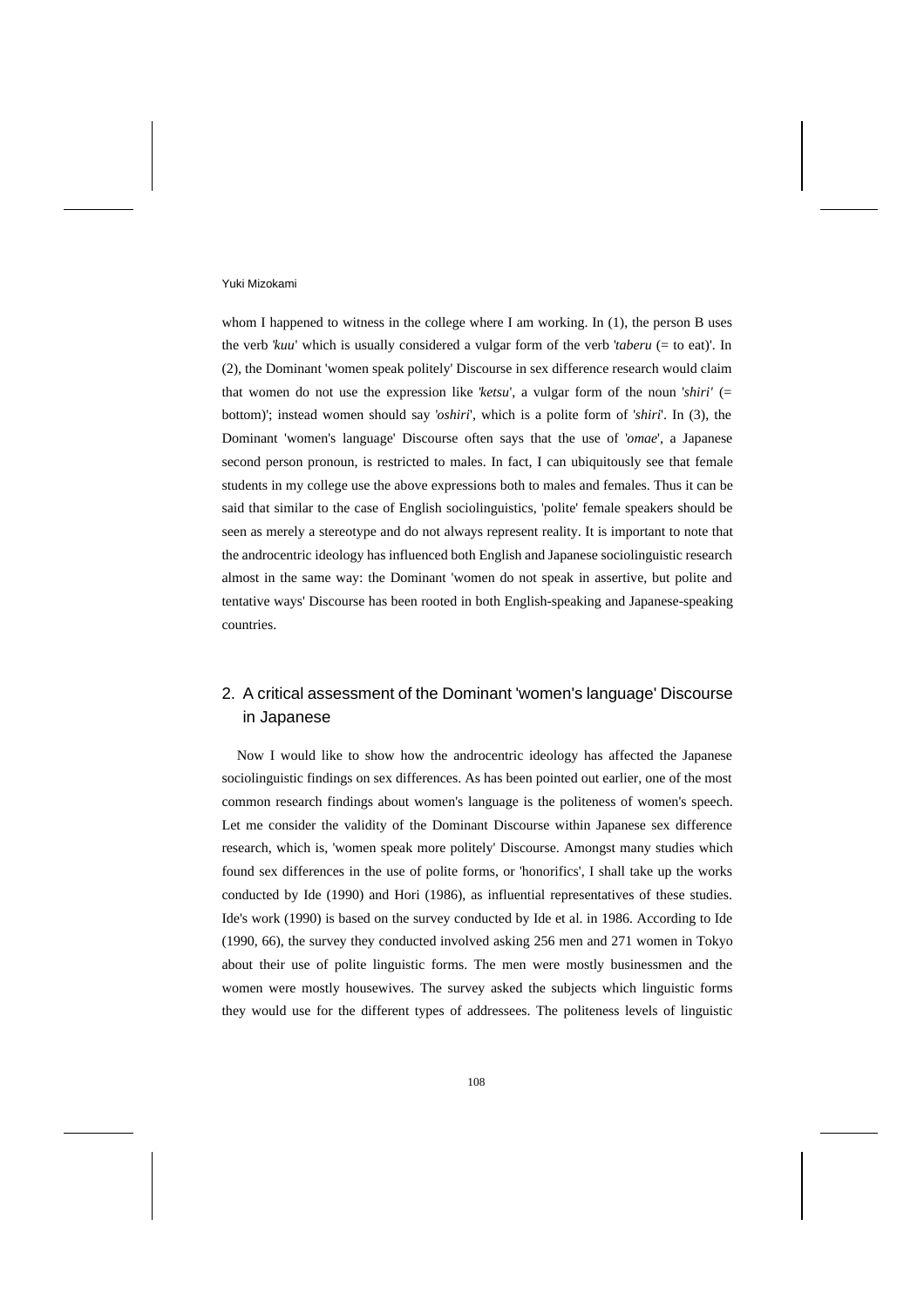whom I happened to witness in the college where I am working. In (1), the person B uses the verb *'kuu'* which is usually considered a vulgar form of the verb *'taberu* (= to eat)'. In (2), the Dominant 'women speak politely' Discourse in sex difference research would claim that women do not use the expression like *'ketsu'*, a vulgar form of the noun *'shiri'* (= bottom)'; instead women should say *'oshiri'*, which is a polite form of *'shiri'*. In (3), the Dominant 'women's language' Discourse often says that the use of *'omae'*, a Japanese second person pronoun, is restricted to males. In fact, I can ubiquitously see that female students in my college use the above expressions both to males and females. Thus it can be said that similar to the case of English sociolinguistics, 'polite' female speakers should be seen as merely a stereotype and do not always represent reality. It is important to note that the androcentric ideology has influenced both English and Japanese sociolinguistic research almost in the same way: the Dominant 'women do not speak in assertive, but polite and tentative ways' Discourse has been rooted in both English-speaking and Japanese-speaking countries.

## 2. A critical assessment of the Dominant 'women's language' Discourse in Japanese

Now I would like to show how the androcentric ideology has affected the Japanese sociolinguistic findings on sex differences. As has been pointed out earlier, one of the most common research findings about women's language is the politeness of women's speech. Let me consider the validity of the Dominant Discourse within Japanese sex difference research, which is, 'women speak more politely' Discourse. Amongst many studies which found sex differences in the use of polite forms, or 'honorifics', I shall take up the works conducted by Ide (1990) and Hori (1986), as influential representatives of these studies. Ide's work (1990) is based on the survey conducted by Ide et al. in 1986. According to Ide (1990, 66), the survey they conducted involved asking 256 men and 271 women in Tokyo about their use of polite linguistic forms. The men were mostly businessmen and the women were mostly housewives. The survey asked the subjects which linguistic forms they would use for the different types of addressees. The politeness levels of linguistic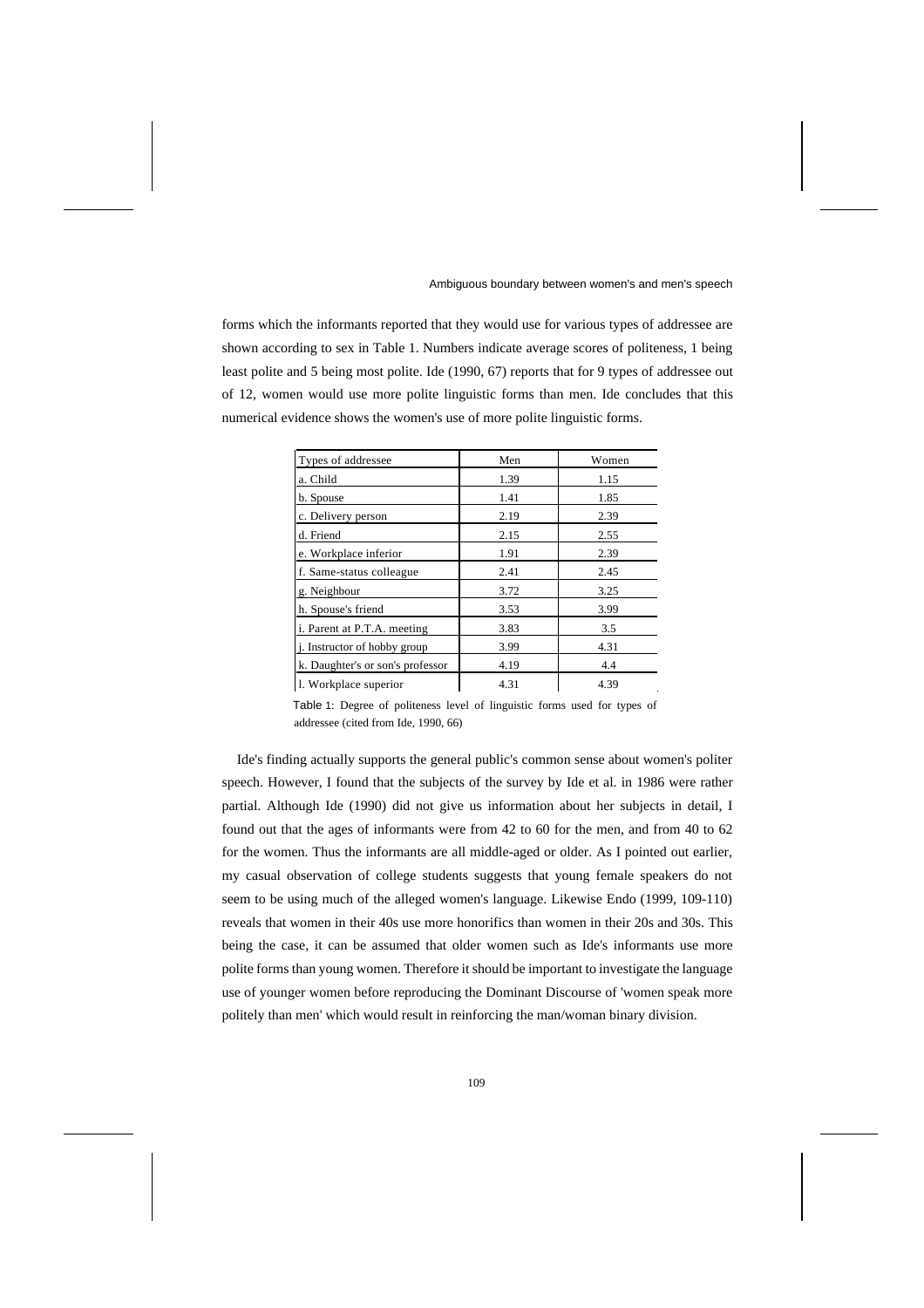forms which the informants reported that they would use for various types of addressee are shown according to sex in Table 1. Numbers indicate average scores of politeness, 1 being least polite and 5 being most polite. Ide (1990, 67) reports that for 9 types of addressee out of 12, women would use more polite linguistic forms than men. Ide concludes that this numerical evidence shows the women's use of more polite linguistic forms.

| Types of addressee | Men | Women |
|---|---|---|
| a. Child | 1.39 | 1.15 |
| b. Spouse | 1.41 | 1.85 |
| c. Delivery person | 2.19 | 2.39 |
| d. Friend | 2.15 | 2.55 |
| e. Workplace inferior | 1.91 | 2.39 |
| f. Same-status colleague | 2.41 | 2.45 |
| g. Neighbour | 3.72 | 3.25 |
| h. Spouse's friend | 3.53 | 3.99 |
| i. Parent at P.T.A. meeting | 3.83 | 3.5 |
| j. Instructor of hobby group | 3.99 | 4.31 |
| k. Daughter's or son's professor | 4.19 | 4.4 |
| l. Workplace superior | 4.31 | 4.39 |

Table 1: Degree of politeness level of linguistic forms used for types of addressee (cited from Ide, 1990, 66)

Ide's finding actually supports the general public's common sense about women's politer speech. However, I found that the subjects of the survey by Ide et al. in 1986 were rather partial. Although Ide (1990) did not give us information about her subjects in detail, I found out that the ages of informants were from 42 to 60 for the men, and from 40 to 62 for the women. Thus the informants are all middle-aged or older. As I pointed out earlier, my casual observation of college students suggests that young female speakers do not seem to be using much of the alleged women's language. Likewise Endo (1999, 109-110) reveals that women in their 40s use more honorifics than women in their 20s and 30s. This being the case, it can be assumed that older women such as Ide's informants use more polite forms than young women. Therefore it should be important to investigate the language use of younger women before reproducing the Dominant Discourse of 'women speak more politely than men' which would result in reinforcing the man/woman binary division.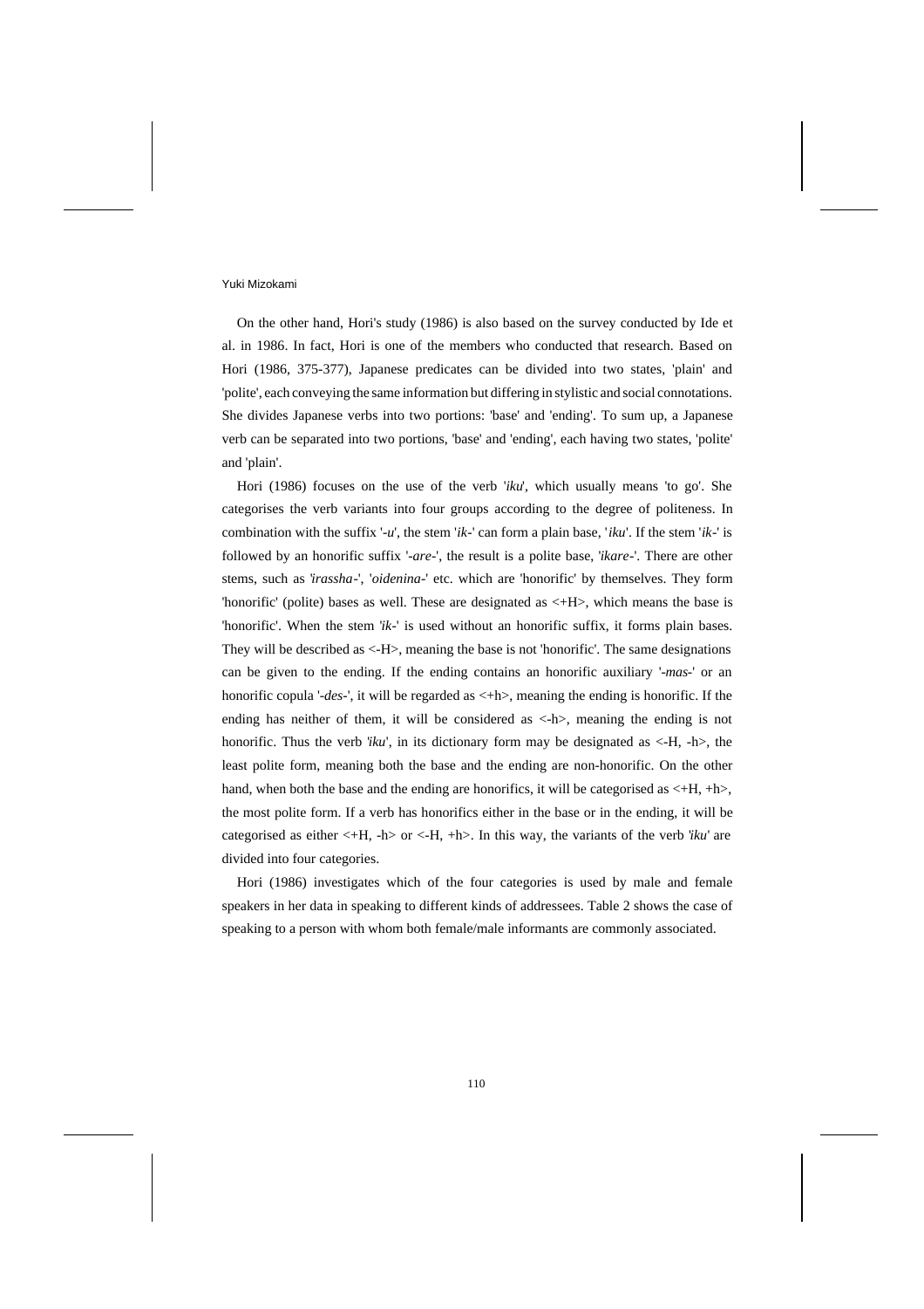On the other hand, Hori's study (1986) is also based on the survey conducted by Ide et al. in 1986. In fact, Hori is one of the members who conducted that research. Based on Hori (1986, 375-377), Japanese predicates can be divided into two states, 'plain' and 'polite', each conveying the same information but differing in stylistic and social connotations. She divides Japanese verbs into two portions: 'base' and 'ending'. To sum up, a Japanese verb can be separated into two portions, 'base' and 'ending', each having two states, 'polite' and 'plain'.

Hori (1986) focuses on the use of the verb '*iku*', which usually means 'to go'. She categorises the verb variants into four groups according to the degree of politeness. In combination with the suffix '*-u*', the stem '*ik-*' can form a plain base, '*iku*'. If the stem '*ik-*' is followed by an honorific suffix '*-are-*', the result is a polite base, '*ikare-*'. There are other stems, such as '*irassha-*', '*oidenina-*' etc. which are 'honorific' by themselves. They form 'honorific' (polite) bases as well. These are designated as <+H>, which means the base is 'honorific'. When the stem '*ik-*' is used without an honorific suffix, it forms plain bases. They will be described as <-H>, meaning the base is not 'honorific'. The same designations can be given to the ending. If the ending contains an honorific auxiliary '*-mas-*' or an honorific copula '*-des-*', it will be regarded as <+h>, meaning the ending is honorific. If the ending has neither of them, it will be considered as <-h>, meaning the ending is not honorific. Thus the verb '*iku*', in its dictionary form may be designated as <-H, -h>, the least polite form, meaning both the base and the ending are non-honorific. On the other hand, when both the base and the ending are honorifics, it will be categorised as <+H, +h>, the most polite form. If a verb has honorifics either in the base or in the ending, it will be categorised as either <+H, -h> or <-H, +h>. In this way, the variants of the verb '*iku*' are divided into four categories.

Hori (1986) investigates which of the four categories is used by male and female speakers in her data in speaking to different kinds of addressees. Table 2 shows the case of speaking to a person with whom both female/male informants are commonly associated.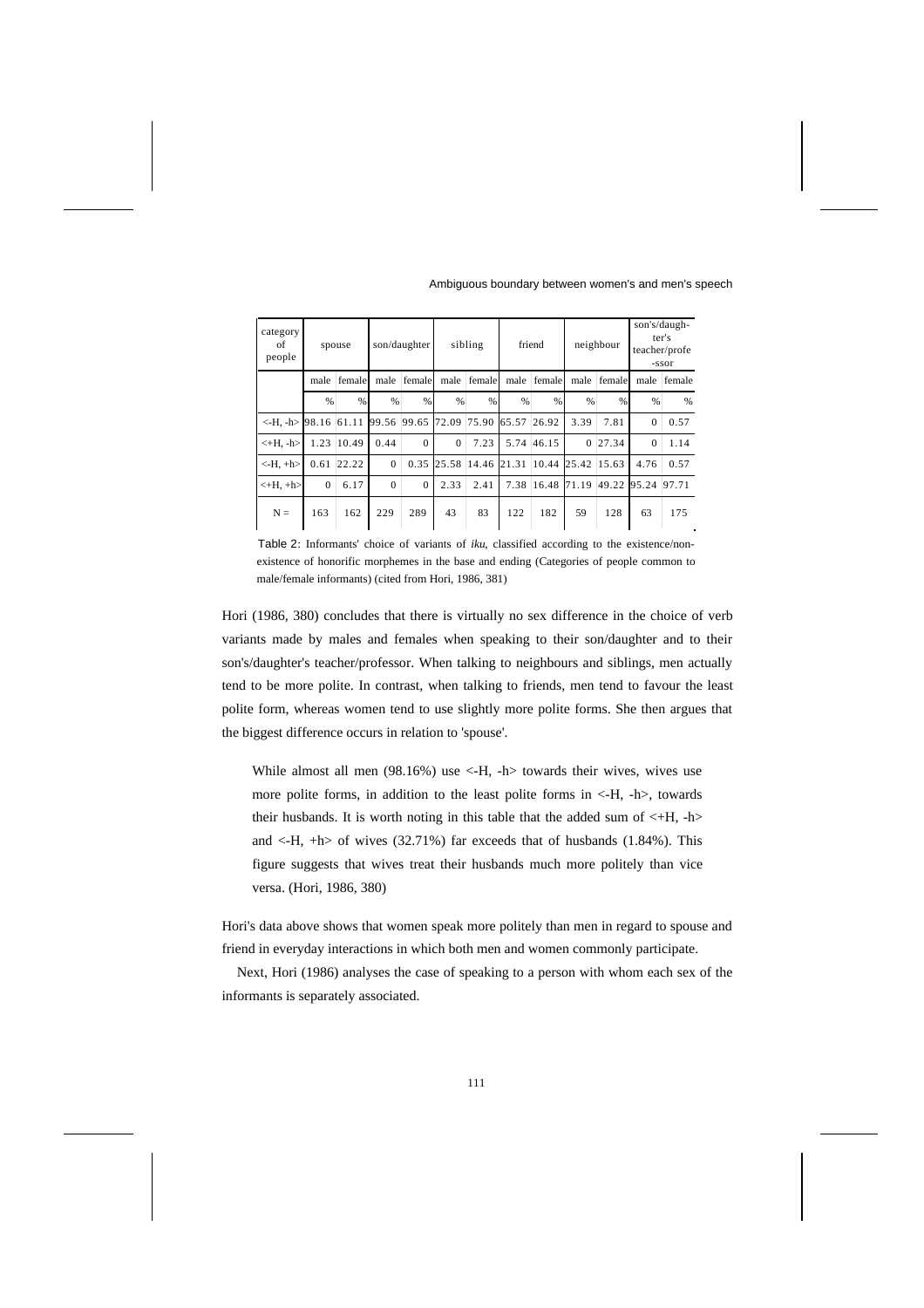| category of people | spouse | | son/daughter | | sibling | | friend | | neighbour | | son's/daughter's teacher/professor | |
|---|---|---|---|---|---|---|---|---|---|---|---|---|
| | male | female | male | female | male | female | male | female | male | female | male | female |
| | % | % | % | % | % | % | % | % | % | % | % | % |
| <-H, -h> | 98.16 | 61.11 | 99.56 | 99.65 | 72.09 | 75.90 | 65.57 | 26.92 | 3.39 | 7.81 | 0 | 0.57 |
| <+H, -h> | 1.23 | 10.49 | 0.44 | 0 | 0 | 7.23 | 5.74 | 46.15 | 0 | 27.34 | 0 | 1.14 |
| <-H, +h> | 0.61 | 22.22 | 0 | 0.35 | 25.58 | 14.46 | 21.31 | 10.44 | 25.42 | 15.63 | 4.76 | 0.57 |
| <+H, +h> | 0 | 6.17 | 0 | 0 | 2.33 | 2.41 | 7.38 | 16.48 | 71.19 | 49.22 | 95.24 | 97.71 |
| N = | 163 | 162 | 229 | 289 | 43 | 83 | 122 | 182 | 59 | 128 | 63 | 175 |

Table 2: Informants' choice of variants of *iku*, classified according to the existence/non-existence of honorific morphemes in the base and ending (Categories of people common to male/female informants) (cited from Hori, 1986, 381)

Hori (1986, 380) concludes that there is virtually no sex difference in the choice of verb variants made by males and females when speaking to their son/daughter and to their son's/daughter's teacher/professor. When talking to neighbours and siblings, men actually tend to be more polite. In contrast, when talking to friends, men tend to favour the least polite form, whereas women tend to use slightly more polite forms. She then argues that the biggest difference occurs in relation to 'spouse'.

> While almost all men (98.16%) use <-H, -h> towards their wives, wives use more polite forms, in addition to the least polite forms in <-H, -h>, towards their husbands. It is worth noting in this table that the added sum of <+H, -h> and <-H, +h> of wives (32.71%) far exceeds that of husbands (1.84%). This figure suggests that wives treat their husbands much more politely than vice versa. (Hori, 1986, 380)

Hori's data above shows that women speak more politely than men in regard to spouse and friend in everyday interactions in which both men and women commonly participate.

Next, Hori (1986) analyses the case of speaking to a person with whom each sex of the informants is separately associated.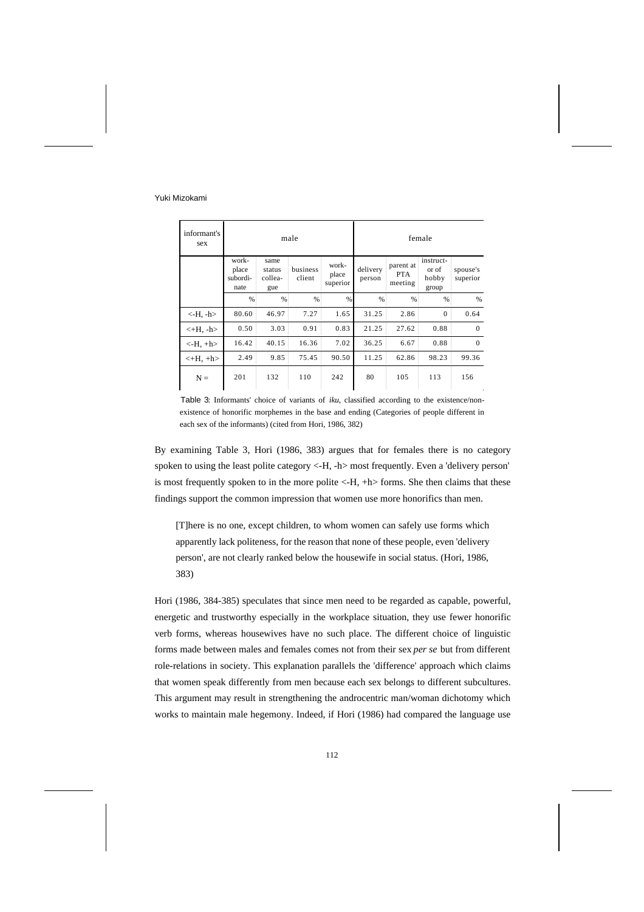| informant's sex | male | | | | female | | | |
|---|---|---|---|---|---|---|---|---|
| | work-place subordi-nate | same status collea-gue | business client | work-place superior | delivery person | parent at PTA meeting | instruct-or of hobby group | spouse's superior |
| | % | % | % | % | % | % | % | % |
| <-H, -h> | 80.60 | 46.97 | 7.27 | 1.65 | 31.25 | 2.86 | 0 | 0.64 |
| <+H, -h> | 0.50 | 3.03 | 0.91 | 0.83 | 21.25 | 27.62 | 0.88 | 0 |
| <-H, +h> | 16.42 | 40.15 | 16.36 | 7.02 | 36.25 | 6.67 | 0.88 | 0 |
| <+H, +h> | 2.49 | 9.85 | 75.45 | 90.50 | 11.25 | 62.86 | 98.23 | 99.36 |
| N = | 201 | 132 | 110 | 242 | 80 | 105 | 113 | 156 |

Table 3: Informants' choice of variants of *iku*, classified according to the existence/non-existence of honorific morphemes in the base and ending (Categories of people different in each sex of the informants) (cited from Hori, 1986, 382)

By examining Table 3, Hori (1986, 383) argues that for females there is no category spoken to using the least polite category <-H, -h> most frequently. Even a 'delivery person' is most frequently spoken to in the more polite <-H, +h> forms. She then claims that these findings support the common impression that women use more honorifics than men.

> [T]here is no one, except children, to whom women can safely use forms which apparently lack politeness, for the reason that none of these people, even 'delivery person', are not clearly ranked below the housewife in social status. (Hori, 1986, 383)

Hori (1986, 384-385) speculates that since men need to be regarded as capable, powerful, energetic and trustworthy especially in the workplace situation, they use fewer honorific verb forms, whereas housewives have no such place. The different choice of linguistic forms made between males and females comes not from their sex *per se* but from different role-relations in society. This explanation parallels the 'difference' approach which claims that women speak differently from men because each sex belongs to different subcultures. This argument may result in strengthening the androcentric man/woman dichotomy which works to maintain male hegemony. Indeed, if Hori (1986) had compared the language use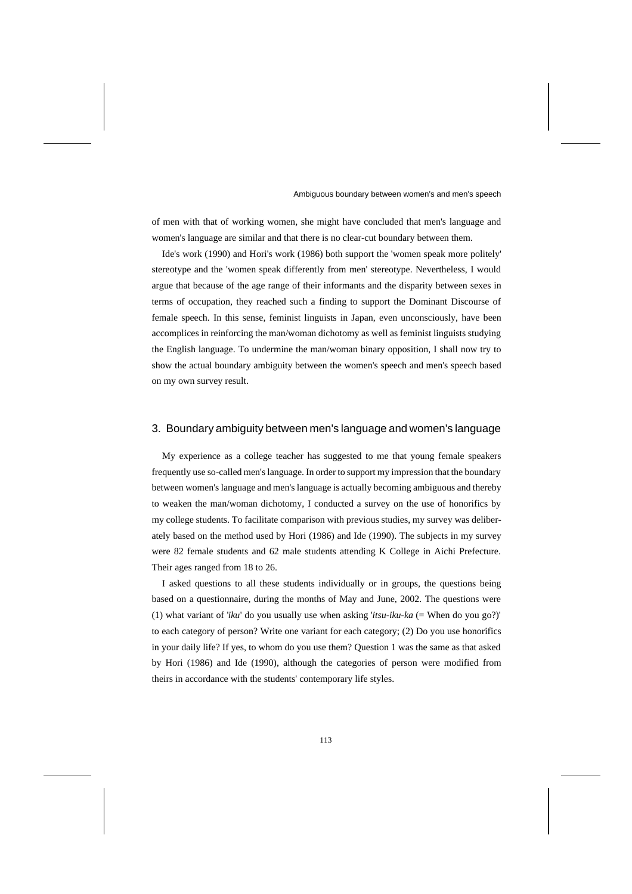of men with that of working women, she might have concluded that men's language and women's language are similar and that there is no clear-cut boundary between them.

Ide's work (1990) and Hori's work (1986) both support the 'women speak more politely' stereotype and the 'women speak differently from men' stereotype. Nevertheless, I would argue that because of the age range of their informants and the disparity between sexes in terms of occupation, they reached such a finding to support the Dominant Discourse of female speech. In this sense, feminist linguists in Japan, even unconsciously, have been accomplices in reinforcing the man/woman dichotomy as well as feminist linguists studying the English language. To undermine the man/woman binary opposition, I shall now try to show the actual boundary ambiguity between the women's speech and men's speech based on my own survey result.

## 3. Boundary ambiguity between men's language and women's language

My experience as a college teacher has suggested to me that young female speakers frequently use so-called men's language. In order to support my impression that the boundary between women's language and men's language is actually becoming ambiguous and thereby to weaken the man/woman dichotomy, I conducted a survey on the use of honorifics by my college students. To facilitate comparison with previous studies, my survey was deliberately based on the method used by Hori (1986) and Ide (1990). The subjects in my survey were 82 female students and 62 male students attending K College in Aichi Prefecture. Their ages ranged from 18 to 26.

I asked questions to all these students individually or in groups, the questions being based on a questionnaire, during the months of May and June, 2002. The questions were (1) what variant of '*iku*' do you usually use when asking '*itsu-iku-ka* (= When do you go?)' to each category of person? Write one variant for each category; (2) Do you use honorifics in your daily life? If yes, to whom do you use them? Question 1 was the same as that asked by Hori (1986) and Ide (1990), although the categories of person were modified from theirs in accordance with the students' contemporary life styles.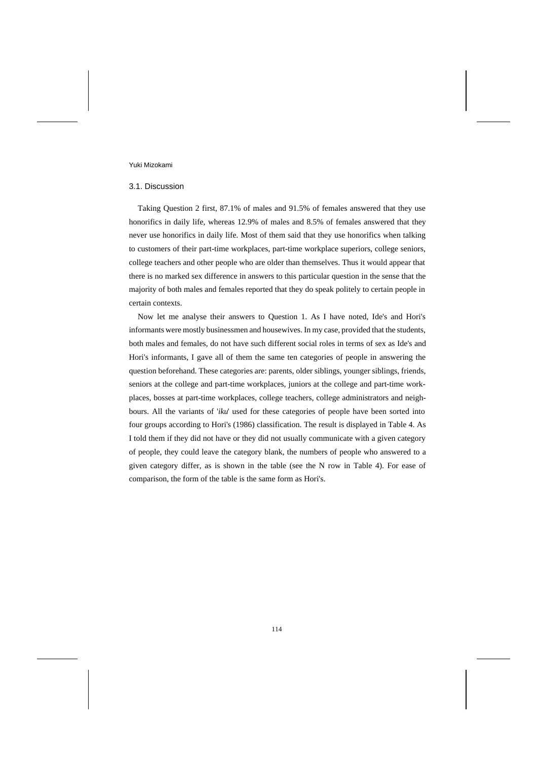### 3.1. Discussion

Taking Question 2 first, 87.1% of males and 91.5% of females answered that they use honorifics in daily life, whereas 12.9% of males and 8.5% of females answered that they never use honorifics in daily life. Most of them said that they use honorifics when talking to customers of their part-time workplaces, part-time workplace superiors, college seniors, college teachers and other people who are older than themselves. Thus it would appear that there is no marked sex difference in answers to this particular question in the sense that the majority of both males and females reported that they do speak politely to certain people in certain contexts.

Now let me analyse their answers to Question 1. As I have noted, Ide's and Hori's informants were mostly businessmen and housewives. In my case, provided that the students, both males and females, do not have such different social roles in terms of sex as Ide's and Hori's informants, I gave all of them the same ten categories of people in answering the question beforehand. These categories are: parents, older siblings, younger siblings, friends, seniors at the college and part-time workplaces, juniors at the college and part-time workplaces, bosses at part-time workplaces, college teachers, college administrators and neighbours. All the variants of '*iku*' used for these categories of people have been sorted into four groups according to Hori's (1986) classification. The result is displayed in Table 4. As I told them if they did not have or they did not usually communicate with a given category of people, they could leave the category blank, the numbers of people who answered to a given category differ, as is shown in the table (see the N row in Table 4). For ease of comparison, the form of the table is the same form as Hori's.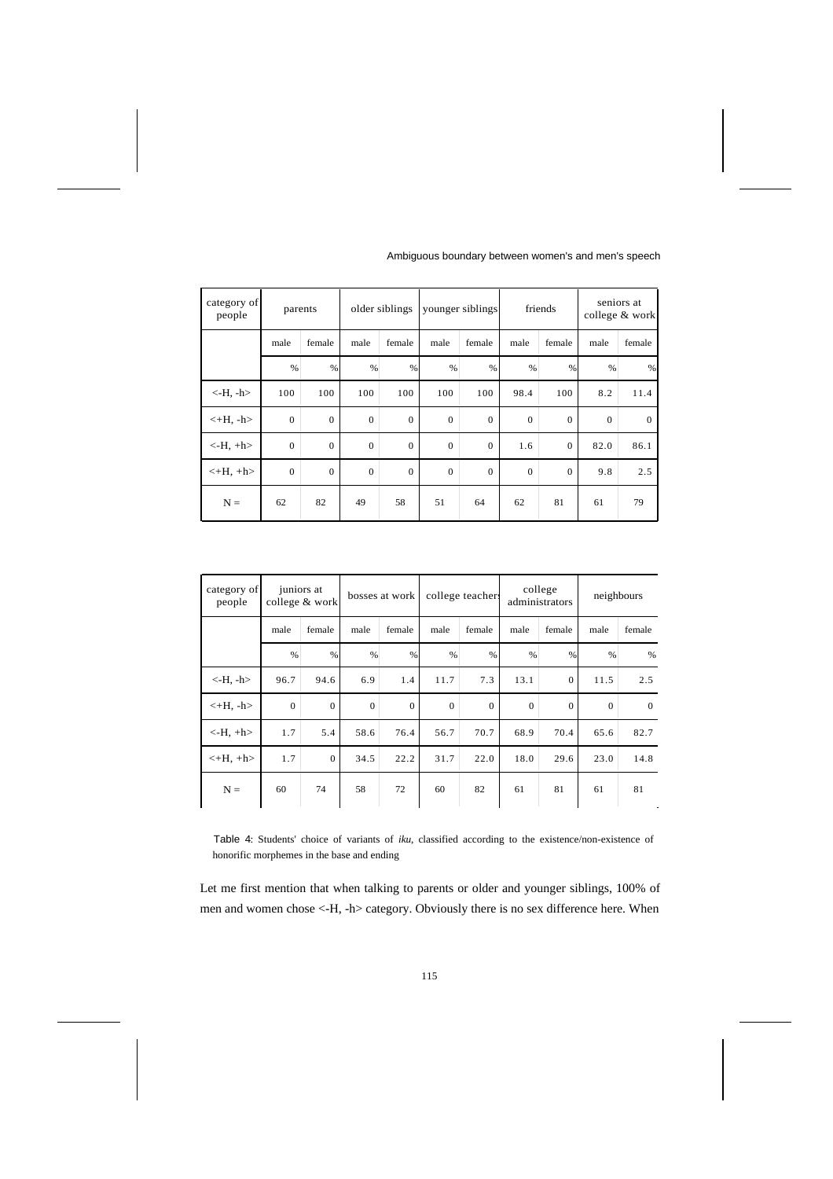| category of people | parents | | older siblings | | younger siblings | | friends | | seniors at college & work | |
|---|---|---|---|---|---|---|---|---|---|---|
| | male | female | male | female | male | female | male | female | male | female |
| | % | % | % | % | % | % | % | % | % | % |
| <-H, -h> | 100 | 100 | 100 | 100 | 100 | 100 | 98.4 | 100 | 8.2 | 11.4 |
| <+H, -h> | 0 | 0 | 0 | 0 | 0 | 0 | 0 | 0 | 0 | 0 |
| <-H, +h> | 0 | 0 | 0 | 0 | 0 | 0 | 1.6 | 0 | 82.0 | 86.1 |
| <+H, +h> | 0 | 0 | 0 | 0 | 0 | 0 | 0 | 0 | 9.8 | 2.5 |
| N = | 62 | 82 | 49 | 58 | 51 | 64 | 62 | 81 | 61 | 79 |

| category of people | juniors at college & work | | bosses at work | | college teachers | | college administrators | | neighbours | |
|---|---|---|---|---|---|---|---|---|---|---|
| | male | female | male | female | male | female | male | female | male | female |
| | % | % | % | % | % | % | % | % | % | % |
| <-H, -h> | 96.7 | 94.6 | 6.9 | 1.4 | 11.7 | 7.3 | 13.1 | 0 | 11.5 | 2.5 |
| <+H, -h> | 0 | 0 | 0 | 0 | 0 | 0 | 0 | 0 | 0 | 0 |
| <-H, +h> | 1.7 | 5.4 | 58.6 | 76.4 | 56.7 | 70.7 | 68.9 | 70.4 | 65.6 | 82.7 |
| <+H, +h> | 1.7 | 0 | 34.5 | 22.2 | 31.7 | 22.0 | 18.0 | 29.6 | 23.0 | 14.8 |
| N = | 60 | 74 | 58 | 72 | 60 | 82 | 61 | 81 | 61 | 81 |

Table 4: Students' choice of variants of *iku*, classified according to the existence/non-existence of honorific morphemes in the base and ending

Let me first mention that when talking to parents or older and younger siblings, 100% of men and women chose <-H, -h> category. Obviously there is no sex difference here. When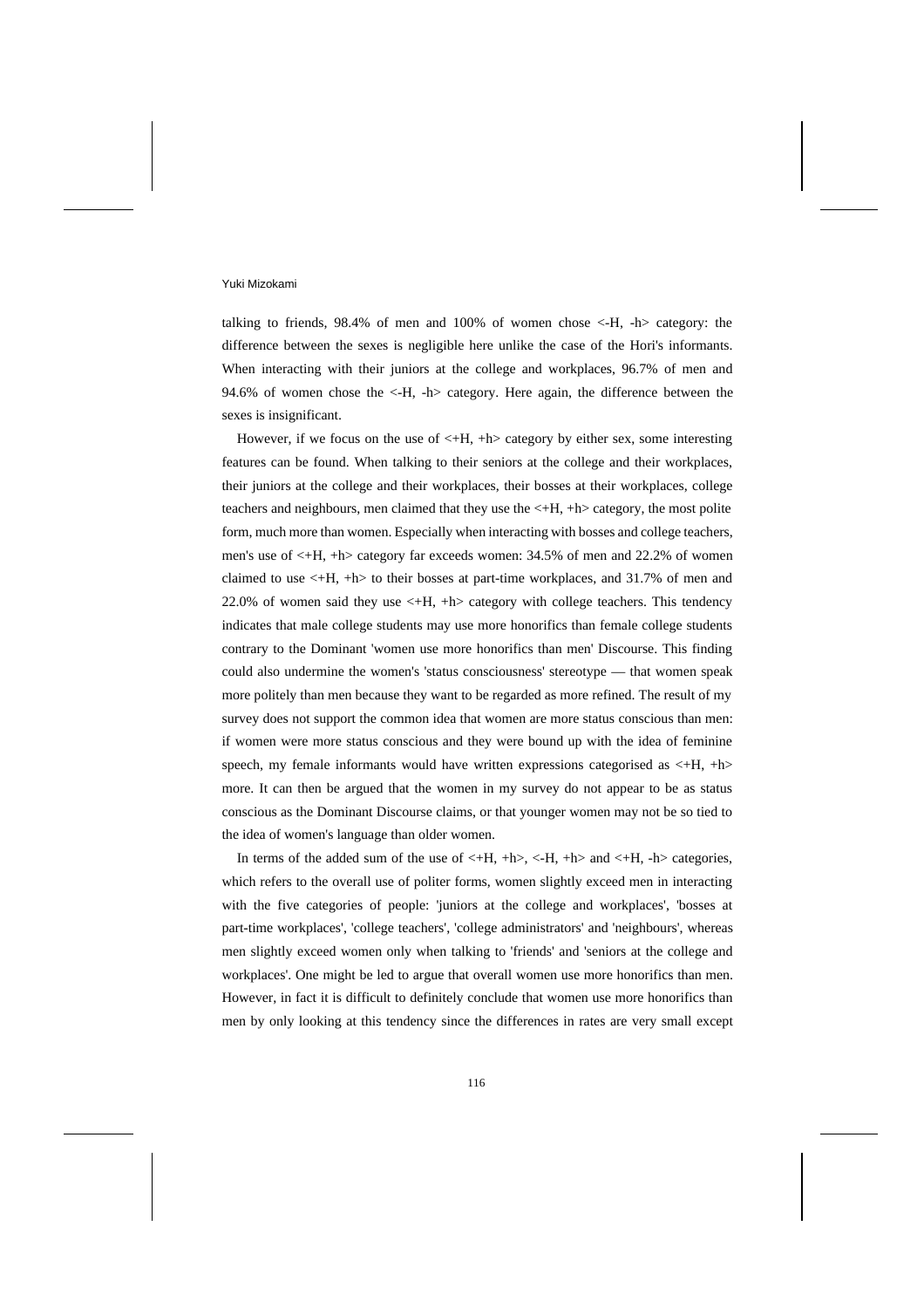talking to friends, 98.4% of men and 100% of women chose <-H, -h> category: the difference between the sexes is negligible here unlike the case of the Hori's informants. When interacting with their juniors at the college and workplaces, 96.7% of men and 94.6% of women chose the <-H, -h> category. Here again, the difference between the sexes is insignificant.

However, if we focus on the use of <+H, +h> category by either sex, some interesting features can be found. When talking to their seniors at the college and their workplaces, their juniors at the college and their workplaces, their bosses at their workplaces, college teachers and neighbours, men claimed that they use the <+H, +h> category, the most polite form, much more than women. Especially when interacting with bosses and college teachers, men's use of <+H, +h> category far exceeds women: 34.5% of men and 22.2% of women claimed to use <+H, +h> to their bosses at part-time workplaces, and 31.7% of men and 22.0% of women said they use <+H, +h> category with college teachers. This tendency indicates that male college students may use more honorifics than female college students contrary to the Dominant 'women use more honorifics than men' Discourse. This finding could also undermine the women's 'status consciousness' stereotype — that women speak more politely than men because they want to be regarded as more refined. The result of my survey does not support the common idea that women are more status conscious than men: if women were more status conscious and they were bound up with the idea of feminine speech, my female informants would have written expressions categorised as <+H, +h> more. It can then be argued that the women in my survey do not appear to be as status conscious as the Dominant Discourse claims, or that younger women may not be so tied to the idea of women's language than older women.

In terms of the added sum of the use of <+H, +h>, <-H, +h> and <+H, -h> categories, which refers to the overall use of politer forms, women slightly exceed men in interacting with the five categories of people: 'juniors at the college and workplaces', 'bosses at part-time workplaces', 'college teachers', 'college administrators' and 'neighbours', whereas men slightly exceed women only when talking to 'friends' and 'seniors at the college and workplaces'. One might be led to argue that overall women use more honorifics than men. However, in fact it is difficult to definitely conclude that women use more honorifics than men by only looking at this tendency since the differences in rates are very small except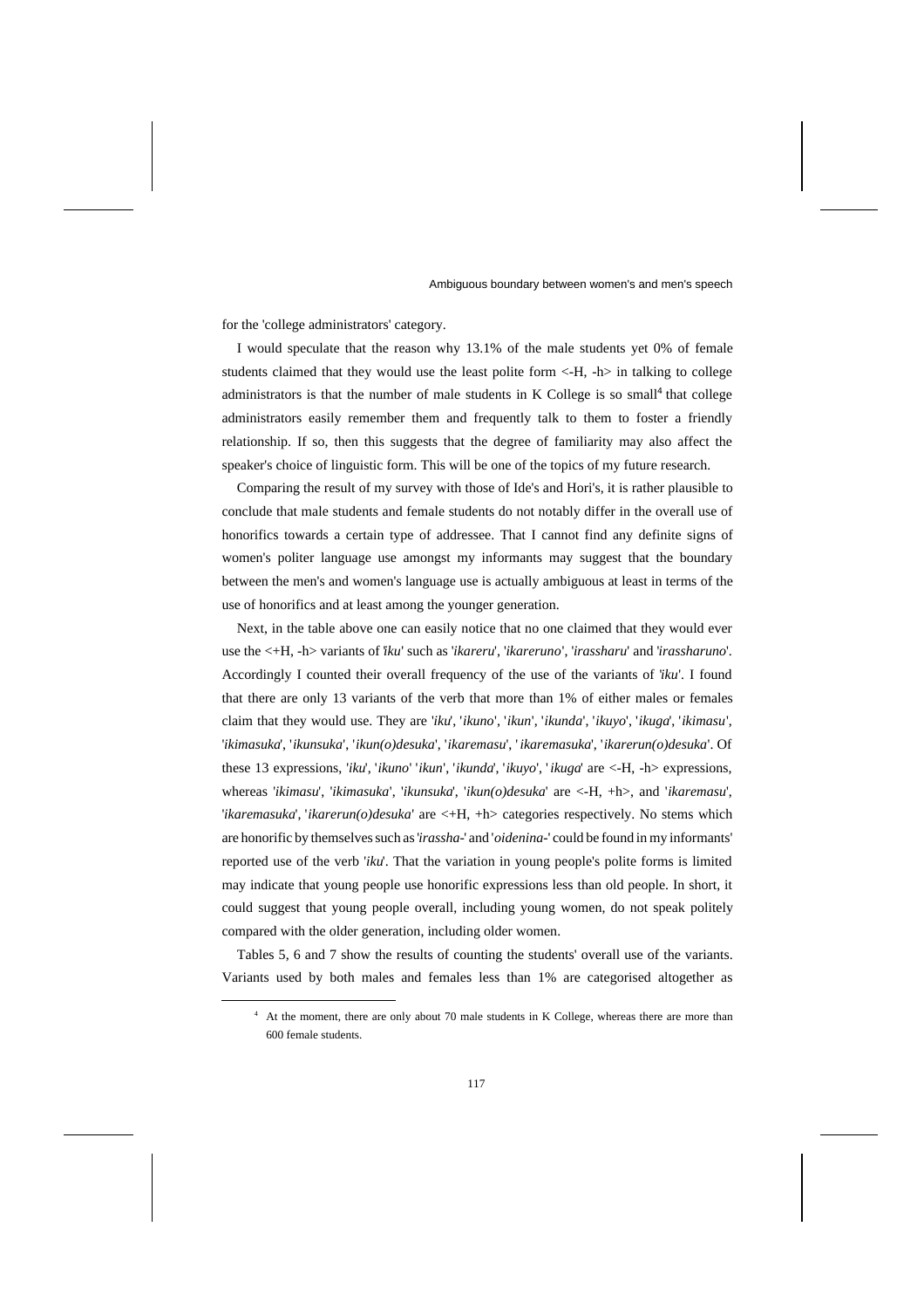for the 'college administrators' category.

I would speculate that the reason why 13.1% of the male students yet 0% of female students claimed that they would use the least polite form <-H, -h> in talking to college administrators is that the number of male students in K College is so small[4] that college administrators easily remember them and frequently talk to them to foster a friendly relationship. If so, then this suggests that the degree of familiarity may also affect the speaker's choice of linguistic form. This will be one of the topics of my future research.

Comparing the result of my survey with those of Ide's and Hori's, it is rather plausible to conclude that male students and female students do not notably differ in the overall use of honorifics towards a certain type of addressee. That I cannot find any definite signs of women's politer language use amongst my informants may suggest that the boundary between the men's and women's language use is actually ambiguous at least in terms of the use of honorifics and at least among the younger generation.

Next, in the table above one can easily notice that no one claimed that they would ever use the <+H, -h> variants of *'iku'* such as '*ikareru*', '*ikareruno*', '*irassharu*' and '*irassharuno*'. Accordingly I counted their overall frequency of the use of the variants of '*iku*'. I found that there are only 13 variants of the verb that more than 1% of either males or females claim that they would use. They are '*iku*', '*ikuno*', '*ikun*', '*ikunda*', '*ikuyo*', '*ikuga*', '*ikimasu*', '*ikimasuka*', '*ikunsuka*', '*ikun(o)desuka*', '*ikaremasu*', '*ikaremasuka*', '*ikarerun(o)desuka*'. Of these 13 expressions, '*iku*', '*ikuno*' '*ikun*', '*ikunda*', '*ikuyo*', '*ikuga*' are <-H, -h> expressions, whereas '*ikimasu*', '*ikimasuka*', '*ikunsuka*', '*ikun(o)desuka*' are <-H, +h>, and '*ikaremasu*', '*ikaremasuka*', '*ikarerun(o)desuka*' are <+H, +h> categories respectively. No stems which are honorific by themselves such as '*irassha-*' and '*oidenina-*' could be found in my informants' reported use of the verb '*iku*'. That the variation in young people's polite forms is limited may indicate that young people use honorific expressions less than old people. In short, it could suggest that young people overall, including young women, do not speak politely compared with the older generation, including older women.

Tables 5, 6 and 7 show the results of counting the students' overall use of the variants. Variants used by both males and females less than 1% are categorised altogether as

[4] At the moment, there are only about 70 male students in K College, whereas there are more than 600 female students.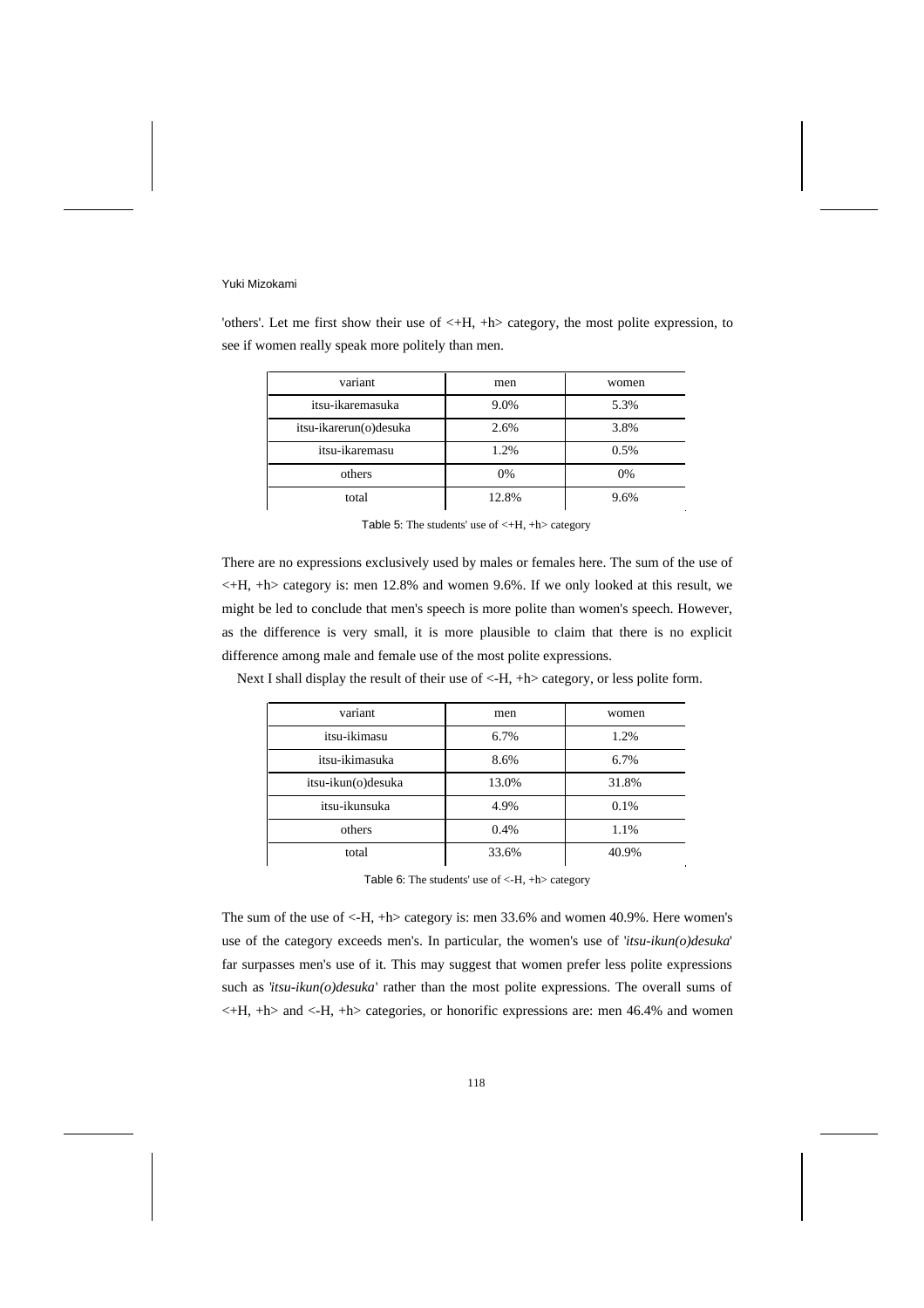'others'. Let me first show their use of <+H, +h> category, the most polite expression, to see if women really speak more politely than men.

| variant | men | women |
|---|---|---|
| itsu-ikaremasuka | 9.0% | 5.3% |
| itsu-ikarerun(o)desuka | 2.6% | 3.8% |
| itsu-ikaremasu | 1.2% | 0.5% |
| others | 0% | 0% |
| total | 12.8% | 9.6% |

Table 5: The students' use of <+H, +h> category

There are no expressions exclusively used by males or females here. The sum of the use of <+H, +h> category is: men 12.8% and women 9.6%. If we only looked at this result, we might be led to conclude that men's speech is more polite than women's speech. However, as the difference is very small, it is more plausible to claim that there is no explicit difference among male and female use of the most polite expressions.

Next I shall display the result of their use of <-H, +h> category, or less polite form.

| variant | men | women |
|---|---|---|
| itsu-ikimasu | 6.7% | 1.2% |
| itsu-ikimasuka | 8.6% | 6.7% |
| itsu-ikun(o)desuka | 13.0% | 31.8% |
| itsu-ikunsuka | 4.9% | 0.1% |
| others | 0.4% | 1.1% |
| total | 33.6% | 40.9% |

Table 6: The students' use of <-H, +h> category

The sum of the use of <-H, +h> category is: men 33.6% and women 40.9%. Here women's use of the category exceeds men's. In particular, the women's use of '*itsu-ikun(o)desuka*' far surpasses men's use of it. This may suggest that women prefer less polite expressions such as '*itsu-ikun(o)desuka*' rather than the most polite expressions. The overall sums of <+H, +h> and <-H, +h> categories, or honorific expressions are: men 46.4% and women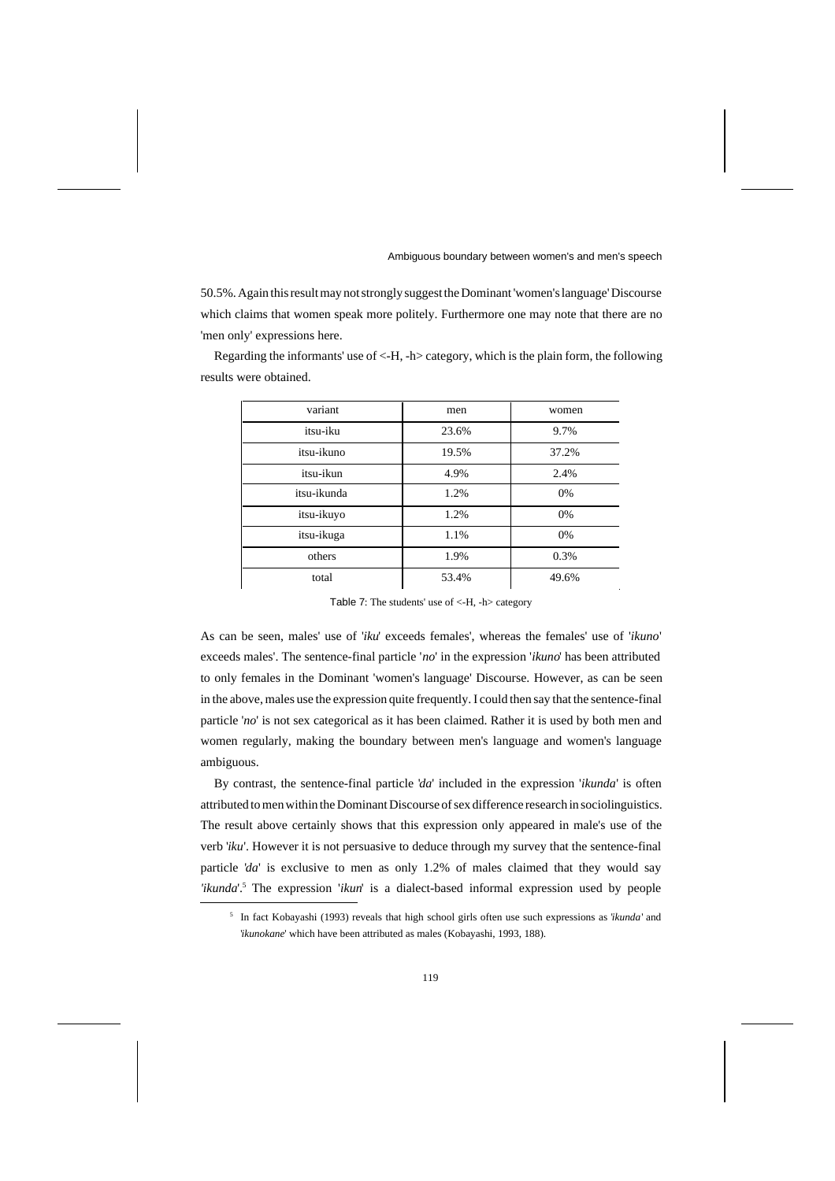50.5%. Again this result may not strongly suggest the Dominant 'women's language' Discourse which claims that women speak more politely. Furthermore one may note that there are no 'men only' expressions here.

Regarding the informants' use of <-H, -h> category, which is the plain form, the following results were obtained.

| variant | men | women |
|---|---|---|
| itsu-iku | 23.6% | 9.7% |
| itsu-ikuno | 19.5% | 37.2% |
| itsu-ikun | 4.9% | 2.4% |
| itsu-ikunda | 1.2% | 0% |
| itsu-ikuyo | 1.2% | 0% |
| itsu-ikuga | 1.1% | 0% |
| others | 1.9% | 0.3% |
| total | 53.4% | 49.6% |

Table 7: The students' use of <-H, -h> category

As can be seen, males' use of '*iku*' exceeds females', whereas the females' use of '*ikuno*' exceeds males'. The sentence-final particle '*no*' in the expression '*ikuno*' has been attributed to only females in the Dominant 'women's language' Discourse. However, as can be seen in the above, males use the expression quite frequently. I could then say that the sentence-final particle '*no*' is not sex categorical as it has been claimed. Rather it is used by both men and women regularly, making the boundary between men's language and women's language ambiguous.

By contrast, the sentence-final particle '*da*' included in the expression '*ikunda*' is often attributed to men within the Dominant Discourse of sex difference research in sociolinguistics. The result above certainly shows that this expression only appeared in male's use of the verb '*iku*'. However it is not persuasive to deduce through my survey that the sentence-final particle '*da*' is exclusive to men as only 1.2% of males claimed that they would say '*ikunda*'.[5] The expression '*ikun*' is a dialect-based informal expression used by people

[5] In fact Kobayashi (1993) reveals that high school girls often use such expressions as '*ikunda*' and '*ikunokane*' which have been attributed as males (Kobayashi, 1993, 188).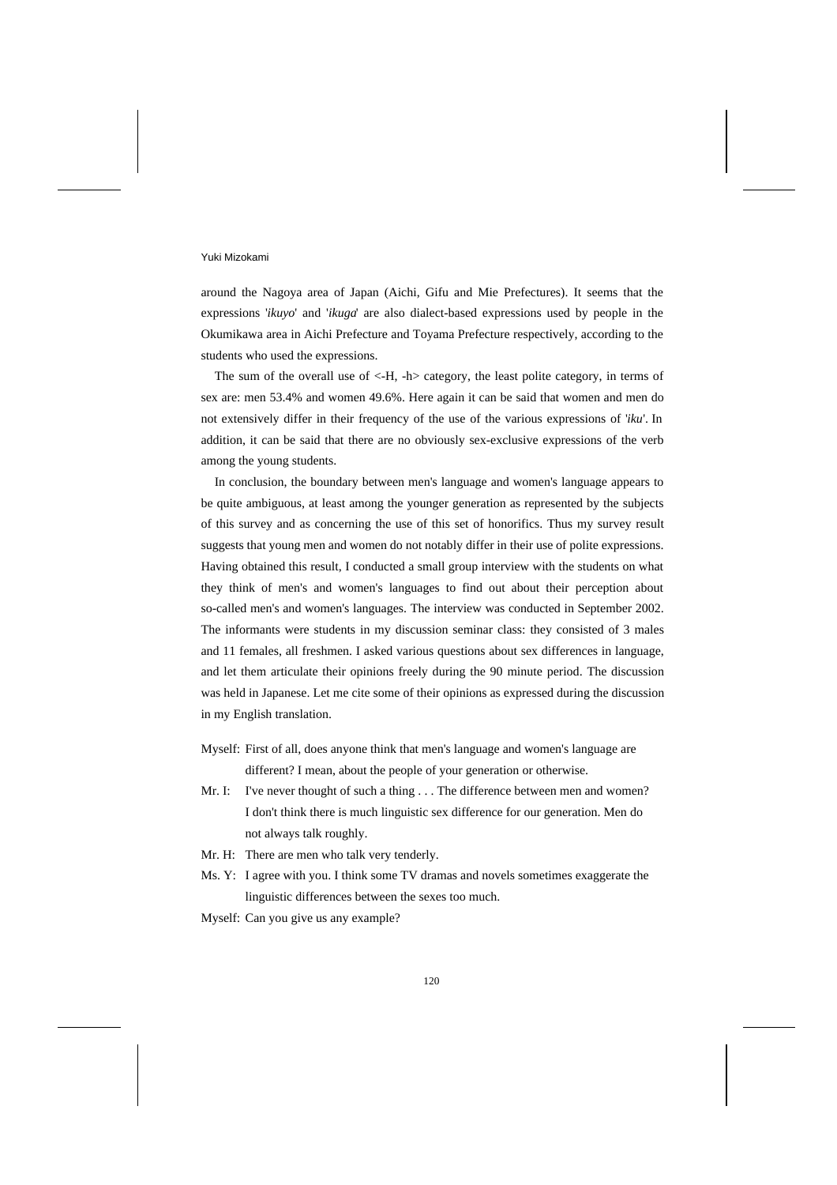around the Nagoya area of Japan (Aichi, Gifu and Mie Prefectures). It seems that the expressions '*ikuyo*' and '*ikuga*' are also dialect-based expressions used by people in the Okumikawa area in Aichi Prefecture and Toyama Prefecture respectively, according to the students who used the expressions.

The sum of the overall use of <-H, -h> category, the least polite category, in terms of sex are: men 53.4% and women 49.6%. Here again it can be said that women and men do not extensively differ in their frequency of the use of the various expressions of '*iku*'. In addition, it can be said that there are no obviously sex-exclusive expressions of the verb among the young students.

In conclusion, the boundary between men's language and women's language appears to be quite ambiguous, at least among the younger generation as represented by the subjects of this survey and as concerning the use of this set of honorifics. Thus my survey result suggests that young men and women do not notably differ in their use of polite expressions. Having obtained this result, I conducted a small group interview with the students on what they think of men's and women's languages to find out about their perception about so-called men's and women's languages. The interview was conducted in September 2002. The informants were students in my discussion seminar class: they consisted of 3 males and 11 females, all freshmen. I asked various questions about sex differences in language, and let them articulate their opinions freely during the 90 minute period. The discussion was held in Japanese. Let me cite some of their opinions as expressed during the discussion in my English translation.

Myself: First of all, does anyone think that men's language and women's language are different? I mean, about the people of your generation or otherwise.

Mr. I: I've never thought of such a thing . . . The difference between men and women? I don't think there is much linguistic sex difference for our generation. Men do not always talk roughly.

Mr. H: There are men who talk very tenderly.

Ms. Y: I agree with you. I think some TV dramas and novels sometimes exaggerate the linguistic differences between the sexes too much.

Myself: Can you give us any example?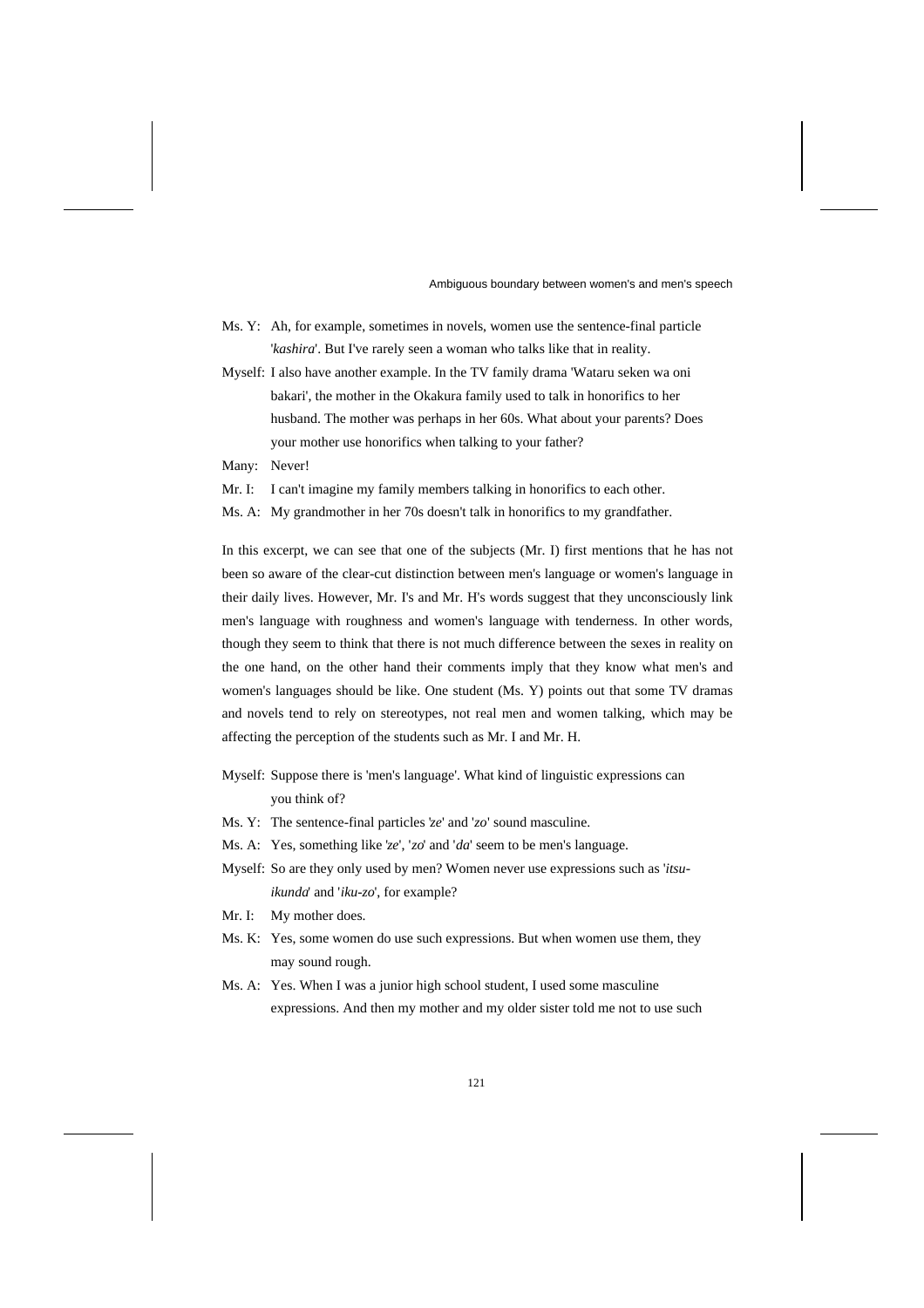Ms. Y: Ah, for example, sometimes in novels, women use the sentence-final particle '*kashira*'. But I've rarely seen a woman who talks like that in reality.

Myself: I also have another example. In the TV family drama 'Wataru seken wa oni bakari', the mother in the Okakura family used to talk in honorifics to her husband. The mother was perhaps in her 60s. What about your parents? Does your mother use honorifics when talking to your father?

Many: Never!

Mr. I: I can't imagine my family members talking in honorifics to each other.

Ms. A: My grandmother in her 70s doesn't talk in honorifics to my grandfather.

In this excerpt, we can see that one of the subjects (Mr. I) first mentions that he has not been so aware of the clear-cut distinction between men's language or women's language in their daily lives. However, Mr. I's and Mr. H's words suggest that they unconsciously link men's language with roughness and women's language with tenderness. In other words, though they seem to think that there is not much difference between the sexes in reality on the one hand, on the other hand their comments imply that they know what men's and women's languages should be like. One student (Ms. Y) points out that some TV dramas and novels tend to rely on stereotypes, not real men and women talking, which may be affecting the perception of the students such as Mr. I and Mr. H.

Myself: Suppose there is 'men's language'. What kind of linguistic expressions can you think of?

Ms. Y: The sentence-final particles '*ze*' and '*zo*' sound masculine.

Ms. A: Yes, something like '*ze*', '*zo*' and '*da*' seem to be men's language.

Myself: So are they only used by men? Women never use expressions such as '*itsu-ikunda*' and '*iku-zo*', for example?

Mr. I: My mother does.

Ms. K: Yes, some women do use such expressions. But when women use them, they may sound rough.

Ms. A: Yes. When I was a junior high school student, I used some masculine expressions. And then my mother and my older sister told me not to use such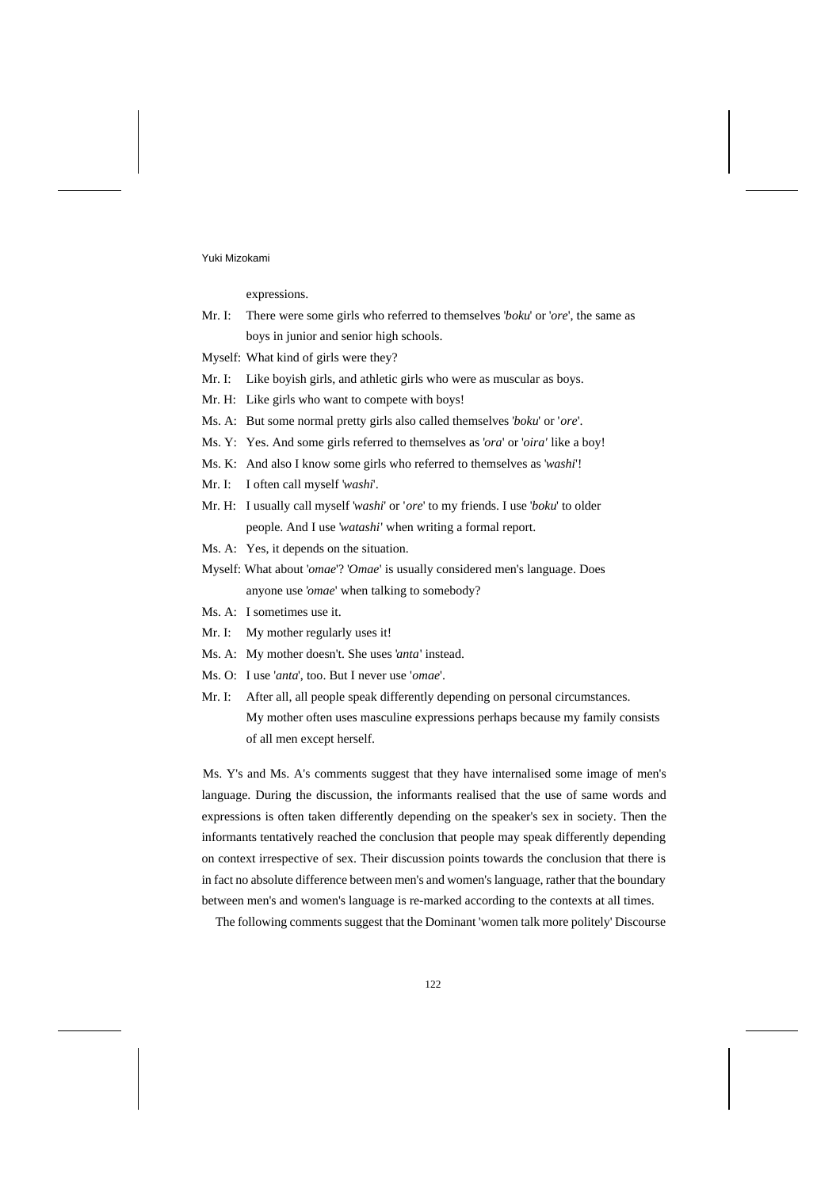expressions.

Mr. I: There were some girls who referred to themselves '*boku*' or '*ore*', the same as boys in junior and senior high schools.

Myself: What kind of girls were they?

Mr. I: Like boyish girls, and athletic girls who were as muscular as boys.

Mr. H: Like girls who want to compete with boys!

Ms. A: But some normal pretty girls also called themselves '*boku*' or '*ore*'.

Ms. Y: Yes. And some girls referred to themselves as '*ora*' or '*oira'* like a boy!

Ms. K: And also I know some girls who referred to themselves as '*washi*'!

Mr. I: I often call myself '*washi*'.

Mr. H: I usually call myself '*washi*' or '*ore*' to my friends. I use '*boku*' to older people. And I use '*watashi'* when writing a formal report.

Ms. A: Yes, it depends on the situation.

Myself: What about '*omae*'? '*Omae*' is usually considered men's language. Does anyone use '*omae*' when talking to somebody?

Ms. A: I sometimes use it.

Mr. I: My mother regularly uses it!

Ms. A: My mother doesn't. She uses '*anta'* instead.

Ms. O: I use '*anta*', too. But I never use '*omae*'.

Mr. I: After all, all people speak differently depending on personal circumstances. My mother often uses masculine expressions perhaps because my family consists of all men except herself.

Ms. Y's and Ms. A's comments suggest that they have internalised some image of men's language. During the discussion, the informants realised that the use of same words and expressions is often taken differently depending on the speaker's sex in society. Then the informants tentatively reached the conclusion that people may speak differently depending on context irrespective of sex. Their discussion points towards the conclusion that there is in fact no absolute difference between men's and women's language, rather that the boundary between men's and women's language is re-marked according to the contexts at all times.

The following comments suggest that the Dominant 'women talk more politely' Discourse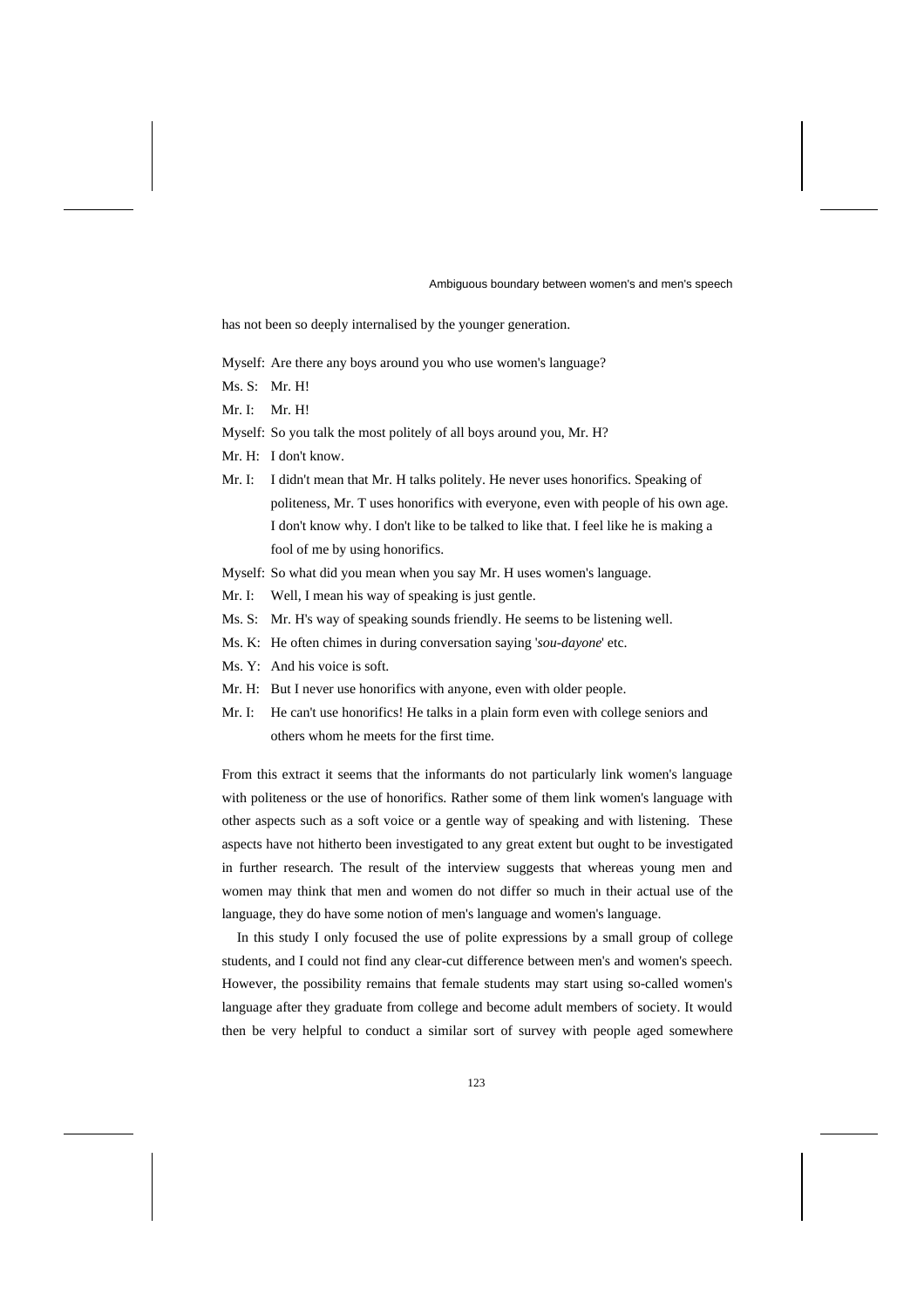has not been so deeply internalised by the younger generation.

Myself: Are there any boys around you who use women's language?

Ms. S: Mr. H!

Mr. I: Mr. H!

Myself: So you talk the most politely of all boys around you, Mr. H?

Mr. H: I don't know.

Mr. I: I didn't mean that Mr. H talks politely. He never uses honorifics. Speaking of politeness, Mr. T uses honorifics with everyone, even with people of his own age. I don't know why. I don't like to be talked to like that. I feel like he is making a fool of me by using honorifics.

Myself: So what did you mean when you say Mr. H uses women's language.

Mr. I: Well, I mean his way of speaking is just gentle.

Ms. S: Mr. H's way of speaking sounds friendly. He seems to be listening well.

Ms. K: He often chimes in during conversation saying '*sou-dayone*' etc.

Ms. Y: And his voice is soft.

Mr. H: But I never use honorifics with anyone, even with older people.

Mr. I: He can't use honorifics! He talks in a plain form even with college seniors and others whom he meets for the first time.

From this extract it seems that the informants do not particularly link women's language with politeness or the use of honorifics. Rather some of them link women's language with other aspects such as a soft voice or a gentle way of speaking and with listening. These aspects have not hitherto been investigated to any great extent but ought to be investigated in further research. The result of the interview suggests that whereas young men and women may think that men and women do not differ so much in their actual use of the language, they do have some notion of men's language and women's language.

In this study I only focused the use of polite expressions by a small group of college students, and I could not find any clear-cut difference between men's and women's speech. However, the possibility remains that female students may start using so-called women's language after they graduate from college and become adult members of society. It would then be very helpful to conduct a similar sort of survey with people aged somewhere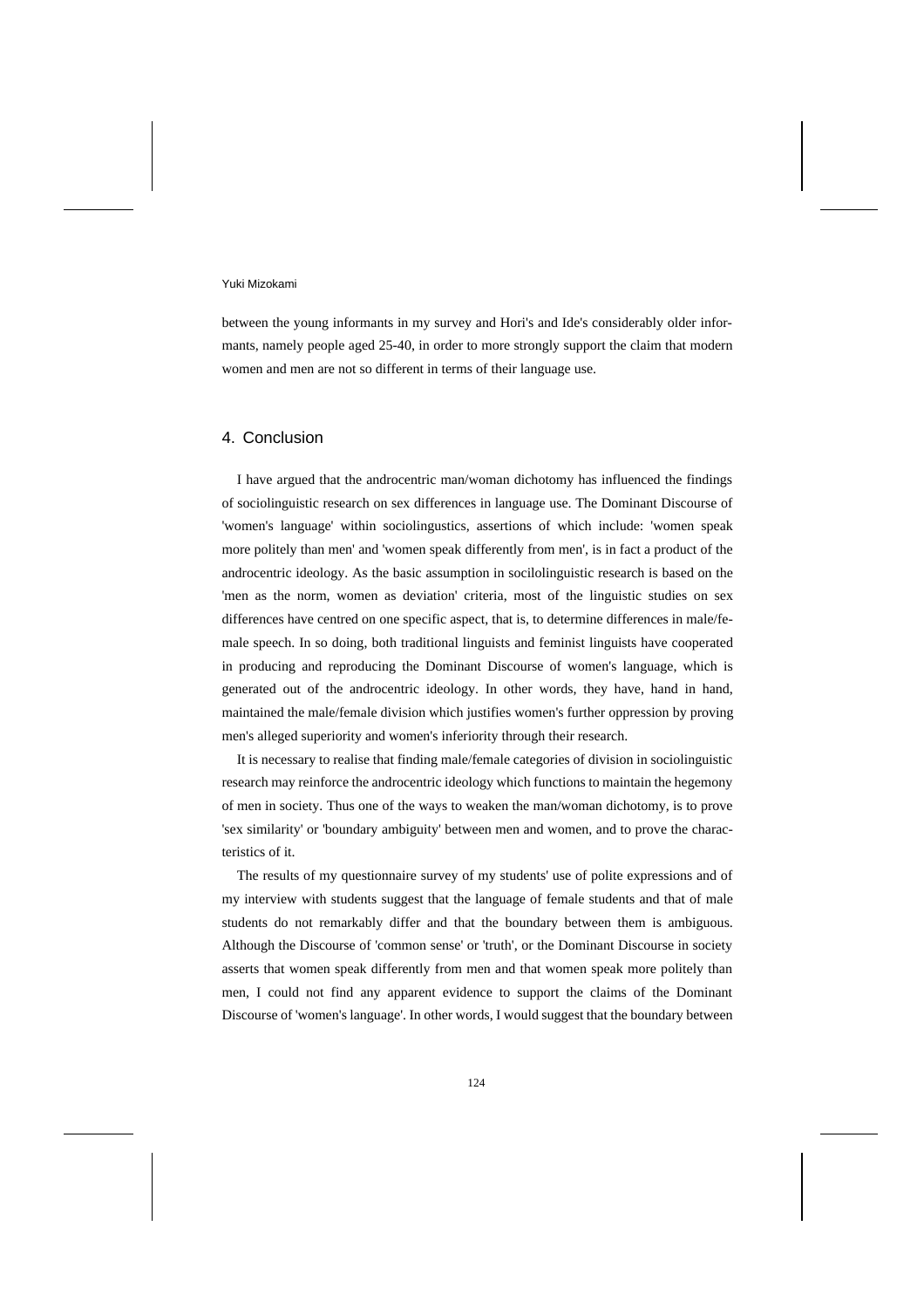between the young informants in my survey and Hori's and Ide's considerably older informants, namely people aged 25-40, in order to more strongly support the claim that modern women and men are not so different in terms of their language use.

## 4. Conclusion

I have argued that the androcentric man/woman dichotomy has influenced the findings of sociolinguistic research on sex differences in language use. The Dominant Discourse of 'women's language' within sociolingustics, assertions of which include: 'women speak more politely than men' and 'women speak differently from men', is in fact a product of the androcentric ideology. As the basic assumption in socilolinguistic research is based on the 'men as the norm, women as deviation' criteria, most of the linguistic studies on sex differences have centred on one specific aspect, that is, to determine differences in male/female speech. In so doing, both traditional linguists and feminist linguists have cooperated in producing and reproducing the Dominant Discourse of women's language, which is generated out of the androcentric ideology. In other words, they have, hand in hand, maintained the male/female division which justifies women's further oppression by proving men's alleged superiority and women's inferiority through their research.

It is necessary to realise that finding male/female categories of division in sociolinguistic research may reinforce the androcentric ideology which functions to maintain the hegemony of men in society. Thus one of the ways to weaken the man/woman dichotomy, is to prove 'sex similarity' or 'boundary ambiguity' between men and women, and to prove the characteristics of it.

The results of my questionnaire survey of my students' use of polite expressions and of my interview with students suggest that the language of female students and that of male students do not remarkably differ and that the boundary between them is ambiguous. Although the Discourse of 'common sense' or 'truth', or the Dominant Discourse in society asserts that women speak differently from men and that women speak more politely than men, I could not find any apparent evidence to support the claims of the Dominant Discourse of 'women's language'. In other words, I would suggest that the boundary between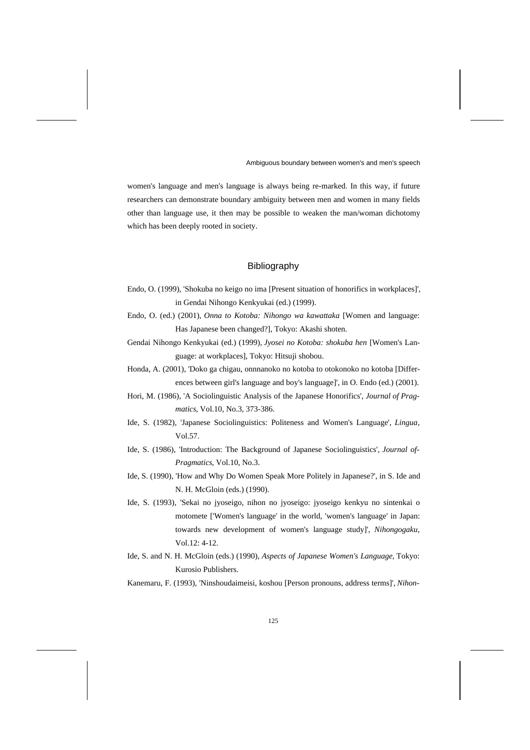women's language and men's language is always being re-marked. In this way, if future researchers can demonstrate boundary ambiguity between men and women in many fields other than language use, it then may be possible to weaken the man/woman dichotomy which has been deeply rooted in society.

## Bibliography

Endo, O. (1999), 'Shokuba no keigo no ima [Present situation of honorifics in workplaces]', in Gendai Nihongo Kenkyukai (ed.) (1999).

Endo, O. (ed.) (2001), *Onna to Kotoba: Nihongo wa kawattaka* [Women and language: Has Japanese been changed?], Tokyo: Akashi shoten.

Gendai Nihongo Kenkyukai (ed.) (1999), *Jyosei no Kotoba: shokuba hen* [Women's Language: at workplaces], Tokyo: Hitsuji shobou.

Honda, A. (2001), 'Doko ga chigau, onnnanoko no kotoba to otokonoko no kotoba [Differences between girl's language and boy's language]', in O. Endo (ed.) (2001).

Hori, M. (1986), 'A Sociolinguistic Analysis of the Japanese Honorifics', *Journal of Pragmatics*, Vol.10, No.3, 373-386.

Ide, S. (1982), 'Japanese Sociolinguistics: Politeness and Women's Language', *Lingua*, Vol.57.

Ide, S. (1986), 'Introduction: The Background of Japanese Sociolinguistics', *Journal of-Pragmatics*, Vol.10, No.3.

Ide, S. (1990), 'How and Why Do Women Speak More Politely in Japanese?', in S. Ide and N. H. McGloin (eds.) (1990).

Ide, S. (1993), 'Sekai no jyoseigo, nihon no jyoseigo: jyoseigo kenkyu no sintenkai o motomete ['Women's language' in the world, 'women's language' in Japan: towards new development of women's language study]', *Nihongogaku*, Vol.12: 4-12.

Ide, S. and N. H. McGloin (eds.) (1990), *Aspects of Japanese Women's Language*, Tokyo: Kurosio Publishers.

Kanemaru, F. (1993), 'Ninshoudaimeisi, koshou [Person pronouns, address terms]', *Nihon-*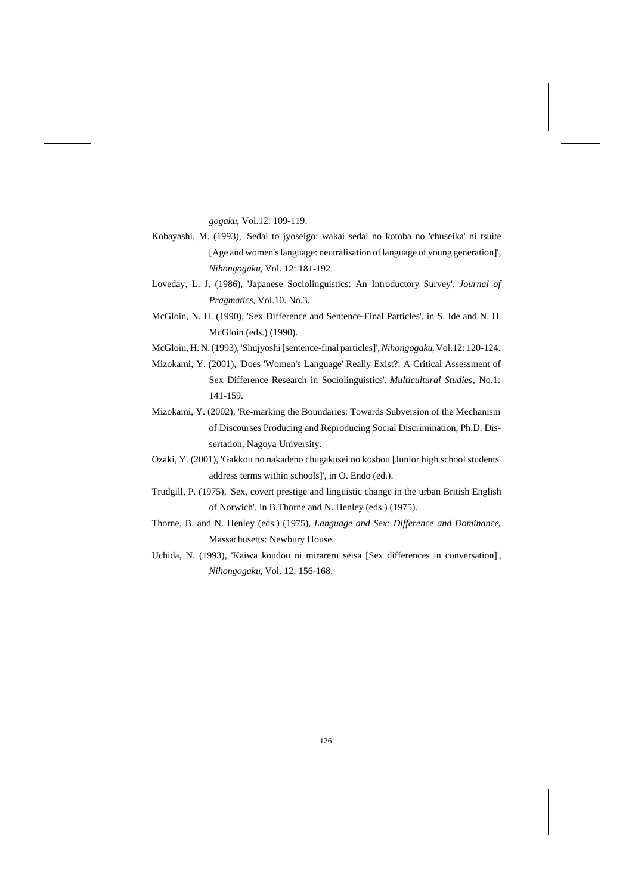*gogaku*, Vol.12: 109-119.

Kobayashi, M. (1993), 'Sedai to jyoseigo: wakai sedai no kotoba no 'chuseika' ni tsuite [Age and women's language: neutralisation of language of young generation]', *Nihongogaku*, Vol. 12: 181-192.

Loveday, L. J. (1986), 'Japanese Sociolinguistics: An Introductory Survey', *Journal of Pragmatics*, Vol.10. No.3.

McGloin, N. H. (1990), 'Sex Difference and Sentence-Final Particles', in S. Ide and N. H. McGloin (eds.) (1990).

McGloin, H. N. (1993), 'Shujyoshi [sentence-final particles]', *Nihongogaku*, Vol.12: 120-124.

Mizokami, Y. (2001), 'Does 'Women's Language' Really Exist?: A Critical Assessment of Sex Difference Research in Sociolinguistics', *Multicultural Studies*, No.1: 141-159.

Mizokami, Y. (2002), 'Re-marking the Boundaries: Towards Subversion of the Mechanism of Discourses Producing and Reproducing Social Discrimination, Ph.D. Dissertation, Nagoya University.

Ozaki, Y. (2001), 'Gakkou no nakadeno chugakusei no koshou [Junior high school students' address terms within schools]', in O. Endo (ed.).

Trudgill, P. (1975), 'Sex, covert prestige and linguistic change in the urban British English of Norwich', in B.Thorne and N. Henley (eds.) (1975).

Thorne, B. and N. Henley (eds.) (1975), *Language and Sex: Difference and Dominance*, Massachusetts: Newbury House.

Uchida, N. (1993), 'Kaiwa koudou ni mirareru seisa [Sex differences in conversation]', *Nihongogaku*, Vol. 12: 156-168.